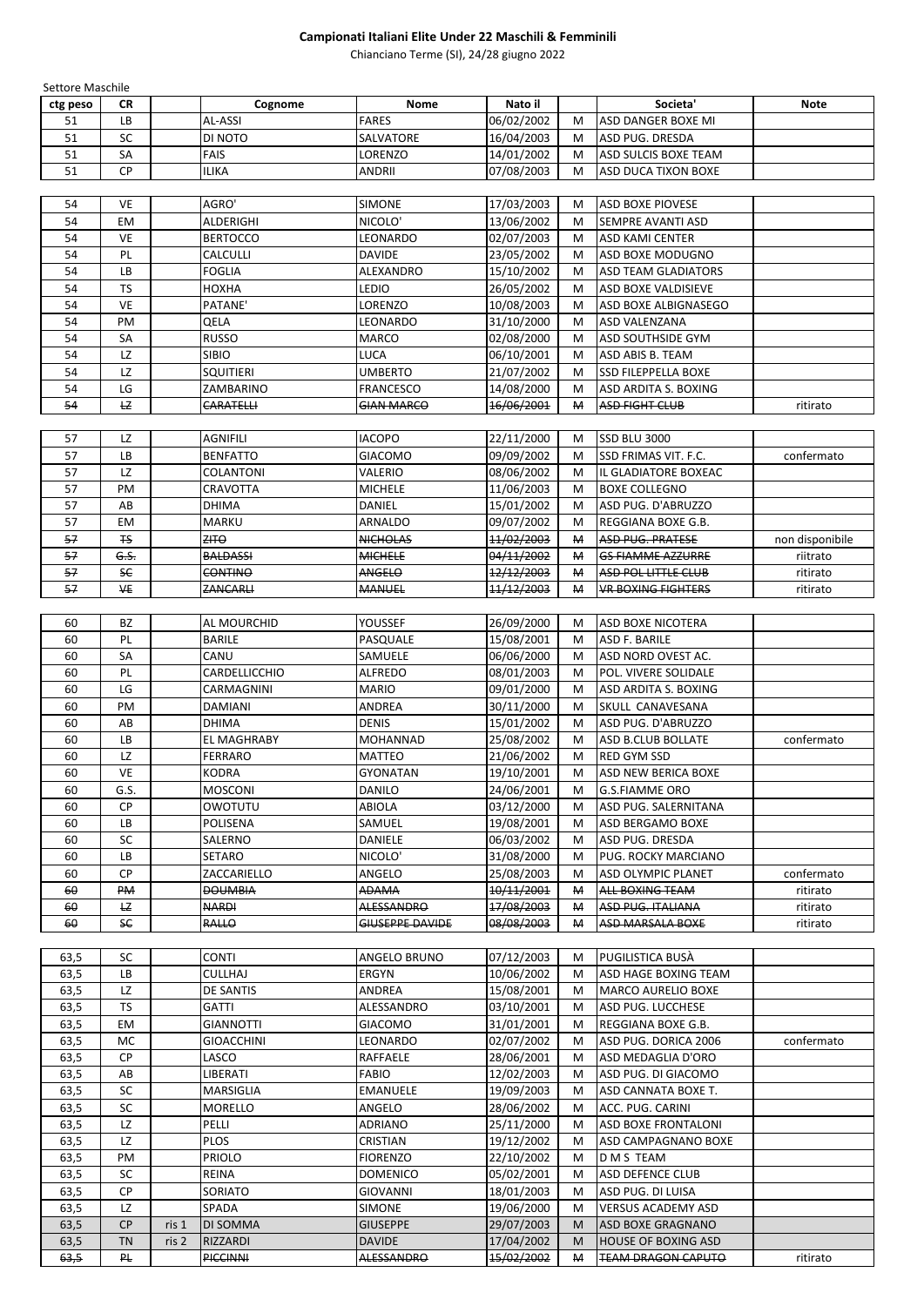**Campionati Italiani Elite Under 22 Maschili & Femminili**

Chianciano Terme (SI), 24/28 giugno 2022

Settore Maschile

| ctg peso | CR | | Cognome | Nome | Nato il | | Societa' | Note |
|---|---|---|---|---|---|---|---|---|
| 51 | LB | | AL-ASSI | FARES | 06/02/2002 | M | ASD DANGER BOXE MI | |
| 51 | SC | | DI NOTO | SALVATORE | 16/04/2003 | M | ASD PUG. DRESDA | |
| 51 | SA | | FAIS | LORENZO | 14/01/2002 | M | ASD SULCIS BOXE TEAM | |
| 51 | CP | | ILIKA | ANDRII | 07/08/2003 | M | ASD DUCA TIXON BOXE | |
| 54 | VE | | AGRO' | SIMONE | 17/03/2003 | M | ASD BOXE PIOVESE | |
| 54 | EM | | ALDERIGHI | NICOLO' | 13/06/2002 | M | SEMPRE AVANTI ASD | |
| 54 | VE | | BERTOCCO | LEONARDO | 02/07/2003 | M | ASD KAMI CENTER | |
| 54 | PL | | CALCULLI | DAVIDE | 23/05/2002 | M | ASD BOXE MODUGNO | |
| 54 | LB | | FOGLIA | ALEXANDRO | 15/10/2002 | M | ASD TEAM GLADIATORS | |
| 54 | TS | | HOXHA | LEDIO | 26/05/2002 | M | ASD BOXE VALDISIEVE | |
| 54 | VE | | PATANE' | LORENZO | 10/08/2003 | M | ASD BOXE ALBIGNASEGO | |
| 54 | PM | | QELA | LEONARDO | 31/10/2000 | M | ASD VALENZANA | |
| 54 | SA | | RUSSO | MARCO | 02/08/2000 | M | ASD SOUTHSIDE GYM | |
| 54 | LZ | | SIBIO | LUCA | 06/10/2001 | M | ASD ABIS B. TEAM | |
| 54 | LZ | | SQUITIERI | UMBERTO | 21/07/2002 | M | SSD FILEPPELLA BOXE | |
| 54 | LG | | ZAMBARINO | FRANCESCO | 14/08/2000 | M | ASD ARDITA S. BOXING | |
| ~~54~~ | ~~LZ~~ | | ~~CARATELLI~~ | ~~GIAN MARCO~~ | ~~16/06/2001~~ | ~~M~~ | ~~ASD FIGHT CLUB~~ | ritirato |
| 57 | LZ | | AGNIFILI | IACOPO | 22/11/2000 | M | SSD BLU 3000 | |
| 57 | LB | | BENFATTO | GIACOMO | 09/09/2002 | M | SSD FRIMAS VIT. F.C. | confermato |
| 57 | LZ | | COLANTONI | VALERIO | 08/06/2002 | M | IL GLADIATORE BOXEAC | |
| 57 | PM | | CRAVOTTA | MICHELE | 11/06/2003 | M | BOXE COLLEGNO | |
| 57 | AB | | DHIMA | DANIEL | 15/01/2002 | M | ASD PUG. D'ABRUZZO | |
| 57 | EM | | MARKU | ARNALDO | 09/07/2002 | M | REGGIANA BOXE G.B. | |
| ~~57~~ | ~~TS~~ | | ~~ZITO~~ | ~~NICHOLAS~~ | ~~11/02/2003~~ | ~~M~~ | ~~ASD PUG. PRATESE~~ | non disponibile |
| ~~57~~ | ~~G.S.~~ | | ~~BALDASSI~~ | ~~MICHELE~~ | ~~04/11/2002~~ | ~~M~~ | ~~GS FIAMME AZZURRE~~ | riitrato |
| ~~57~~ | ~~SC~~ | | ~~CONTINO~~ | ~~ANGELO~~ | ~~12/12/2003~~ | ~~M~~ | ~~ASD POL LITTLE CLUB~~ | ritirato |
| ~~57~~ | ~~VE~~ | | ~~ZANCARLI~~ | ~~MANUEL~~ | ~~11/12/2003~~ | ~~M~~ | ~~VR BOXING FIGHTERS~~ | ritirato |
| 60 | BZ | | AL MOURCHID | YOUSSEF | 26/09/2000 | M | ASD BOXE NICOTERA | |
| 60 | PL | | BARILE | PASQUALE | 15/08/2001 | M | ASD F. BARILE | |
| 60 | SA | | CANU | SAMUELE | 06/06/2000 | M | ASD NORD OVEST AC. | |
| 60 | PL | | CARDELLICCHIO | ALFREDO | 08/01/2003 | M | POL. VIVERE SOLIDALE | |
| 60 | LG | | CARMAGNINI | MARIO | 09/01/2000 | M | ASD ARDITA S. BOXING | |
| 60 | PM | | DAMIANI | ANDREA | 30/11/2000 | M | SKULL CANAVESANA | |
| 60 | AB | | DHIMA | DENIS | 15/01/2002 | M | ASD PUG. D'ABRUZZO | |
| 60 | LB | | EL MAGHRABY | MOHANNAD | 25/08/2002 | M | ASD B.CLUB BOLLATE | confermato |
| 60 | LZ | | FERRARO | MATTEO | 21/06/2002 | M | RED GYM SSD | |
| 60 | VE | | KODRA | GYONATAN | 19/10/2001 | M | ASD NEW BERICA BOXE | |
| 60 | G.S. | | MOSCONI | DANILO | 24/06/2001 | M | G.S.FIAMME ORO | |
| 60 | CP | | OWOTUTU | ABIOLA | 03/12/2000 | M | ASD PUG. SALERNITANA | |
| 60 | LB | | POLISENA | SAMUEL | 19/08/2001 | M | ASD BERGAMO BOXE | |
| 60 | SC | | SALERNO | DANIELE | 06/03/2002 | M | ASD PUG. DRESDA | |
| 60 | LB | | SETARO | NICOLO' | 31/08/2000 | M | PUG. ROCKY MARCIANO | |
| 60 | CP | | ZACCARIELLO | ANGELO | 25/08/2003 | M | ASD OLYMPIC PLANET | confermato |
| ~~60~~ | ~~PM~~ | | ~~DOUMBIA~~ | ~~ADAMA~~ | ~~10/11/2001~~ | ~~M~~ | ~~ALL BOXING TEAM~~ | ritirato |
| ~~60~~ | ~~LZ~~ | | ~~NARDI~~ | ~~ALESSANDRO~~ | ~~17/08/2003~~ | ~~M~~ | ~~ASD PUG. ITALIANA~~ | ritirato |
| ~~60~~ | ~~SC~~ | | ~~RALLO~~ | ~~GIUSEPPE DAVIDE~~ | ~~08/08/2003~~ | ~~M~~ | ~~ASD MARSALA BOXE~~ | ritirato |
| 63,5 | SC | | CONTI | ANGELO BRUNO | 07/12/2003 | M | PUGILISTICA BUSÀ | |
| 63,5 | LB | | CULLHAJ | ERGYN | 10/06/2002 | M | ASD HAGE BOXING TEAM | |
| 63,5 | LZ | | DE SANTIS | ANDREA | 15/08/2001 | M | MARCO AURELIO BOXE | |
| 63,5 | TS | | GATTI | ALESSANDRO | 03/10/2001 | M | ASD PUG. LUCCHESE | |
| 63,5 | EM | | GIANNOTTI | GIACOMO | 31/01/2001 | M | REGGIANA BOXE G.B. | |
| 63,5 | MC | | GIOACCHINI | LEONARDO | 02/07/2002 | M | ASD PUG. DORICA 2006 | confermato |
| 63,5 | CP | | LASCO | RAFFAELE | 28/06/2001 | M | ASD MEDAGLIA D'ORO | |
| 63,5 | AB | | LIBERATI | FABIO | 12/02/2003 | M | ASD PUG. DI GIACOMO | |
| 63,5 | SC | | MARSIGLIA | EMANUELE | 19/09/2003 | M | ASD CANNATA BOXE T. | |
| 63,5 | SC | | MORELLO | ANGELO | 28/06/2002 | M | ACC. PUG. CARINI | |
| 63,5 | LZ | | PELLI | ADRIANO | 25/11/2000 | M | ASD BOXE FRONTALONI | |
| 63,5 | LZ | | PLOS | CRISTIAN | 19/12/2002 | M | ASD CAMPAGNANO BOXE | |
| 63,5 | PM | | PRIOLO | FIORENZO | 22/10/2002 | M | D M S TEAM | |
| 63,5 | SC | | REINA | DOMENICO | 05/02/2001 | M | ASD DEFENCE CLUB | |
| 63,5 | CP | | SORIATO | GIOVANNI | 18/01/2003 | M | ASD PUG. DI LUISA | |
| 63,5 | LZ | | SPADA | SIMONE | 19/06/2000 | M | VERSUS ACADEMY ASD | |
| 63,5 | CP | ris 1 | DI SOMMA | GIUSEPPE | 29/07/2003 | M | ASD BOXE GRAGNANO | |
| 63,5 | TN | ris 2 | RIZZARDI | DAVIDE | 17/04/2002 | M | HOUSE OF BOXING ASD | |
| ~~63,5~~ | ~~PL~~ | | ~~PICCINNI~~ | ~~ALESSANDRO~~ | ~~15/02/2002~~ | ~~M~~ | ~~TEAM DRAGON CAPUTO~~ | ritirato |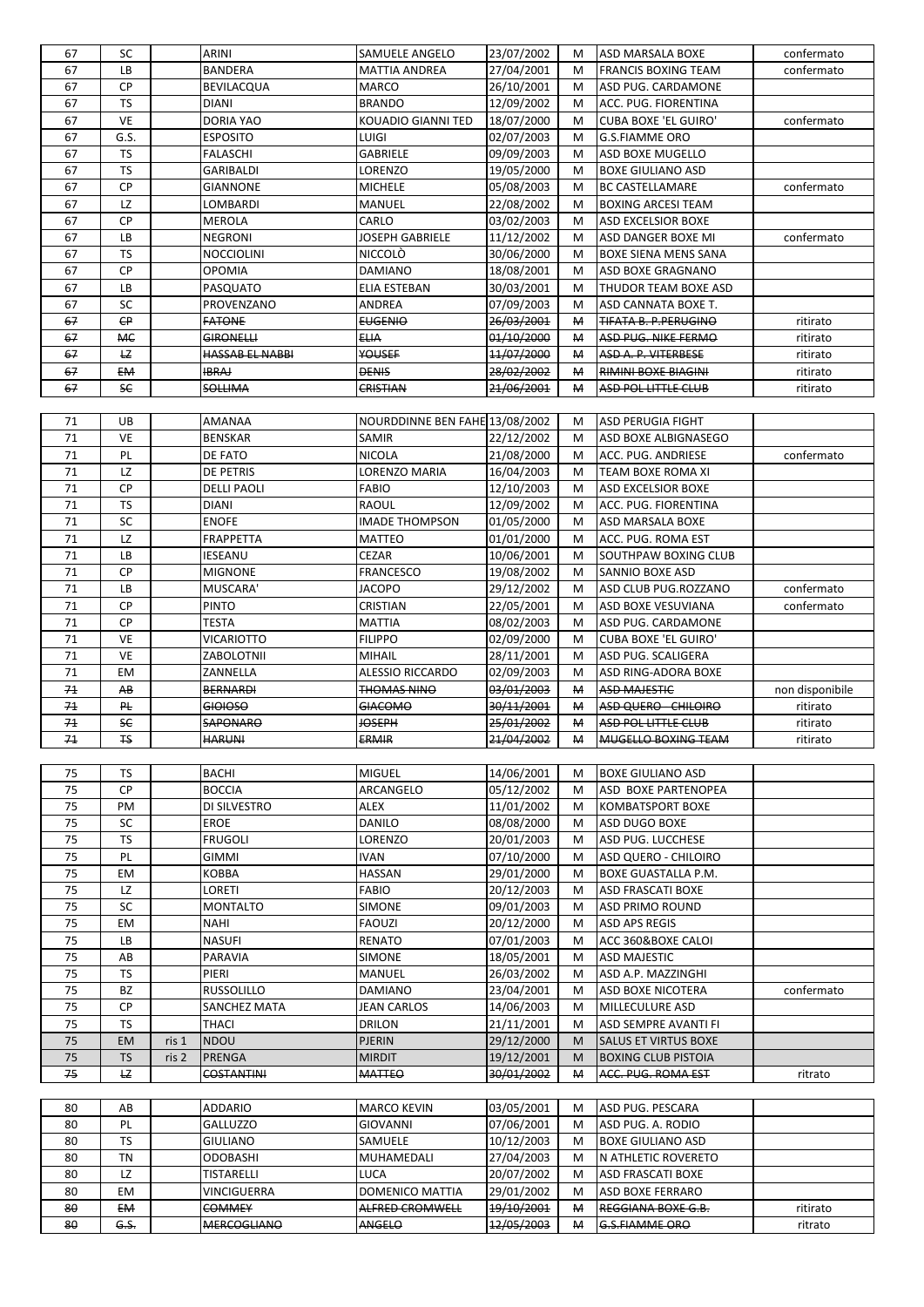| 67 | SC | | ARINI | SAMUELE ANGELO | 23/07/2002 | M | ASD MARSALA BOXE | confermato |
|---|---|---|---|---|---|---|---|---|
| 67 | LB | | BANDERA | MATTIA ANDREA | 27/04/2001 | M | FRANCIS BOXING TEAM | confermato |
| 67 | CP | | BEVILACQUA | MARCO | 26/10/2001 | M | ASD PUG. CARDAMONE | |
| 67 | TS | | DIANI | BRANDO | 12/09/2002 | M | ACC. PUG. FIORENTINA | |
| 67 | VE | | DORIA YAO | KOUADIO GIANNI TED | 18/07/2000 | M | CUBA BOXE 'EL GUIRO' | confermato |
| 67 | G.S. | | ESPOSITO | LUIGI | 02/07/2003 | M | G.S.FIAMME ORO | |
| 67 | TS | | FALASCHI | GABRIELE | 09/09/2003 | M | ASD BOXE MUGELLO | |
| 67 | TS | | GARIBALDI | LORENZO | 19/05/2000 | M | BOXE GIULIANO ASD | |
| 67 | CP | | GIANNONE | MICHELE | 05/08/2003 | M | BC CASTELLAMARE | confermato |
| 67 | LZ | | LOMBARDI | MANUEL | 22/08/2002 | M | BOXING ARCESI TEAM | |
| 67 | CP | | MEROLA | CARLO | 03/02/2003 | M | ASD EXCELSIOR BOXE | |
| 67 | LB | | NEGRONI | JOSEPH GABRIELE | 11/12/2002 | M | ASD DANGER BOXE MI | confermato |
| 67 | TS | | NOCCIOLINI | NICCOLÒ | 30/06/2000 | M | BOXE SIENA MENS SANA | |
| 67 | CP | | OPOMIA | DAMIANO | 18/08/2001 | M | ASD BOXE GRAGNANO | |
| 67 | LB | | PASQUATO | ELIA ESTEBAN | 30/03/2001 | M | THUDOR TEAM BOXE ASD | |
| 67 | SC | | PROVENZANO | ANDREA | 07/09/2003 | M | ASD CANNATA BOXE T. | |
| ~~67~~ | ~~CP~~ | | ~~FATONE~~ | ~~EUGENIO~~ | ~~26/03/2001~~ | ~~M~~ | ~~TIFATA B. P.PERUGINO~~ | ritirato |
| ~~67~~ | ~~MC~~ | | ~~GIRONELLI~~ | ~~ELIA~~ | ~~01/10/2000~~ | ~~M~~ | ~~ASD PUG. NIKE FERMO~~ | ritirato |
| ~~67~~ | ~~LZ~~ | | ~~HASSAB EL NABBI~~ | ~~YOUSEF~~ | ~~11/07/2000~~ | ~~M~~ | ~~ASD A. P. VITERBESE~~ | ritirato |
| ~~67~~ | ~~EM~~ | | ~~IBRAJ~~ | ~~DENIS~~ | ~~28/02/2002~~ | ~~M~~ | ~~RIMINI BOXE BIAGINI~~ | ritirato |
| ~~67~~ | ~~SC~~ | | ~~SOLLIMA~~ | ~~CRISTIAN~~ | ~~21/06/2001~~ | ~~M~~ | ~~ASD POL LITTLE CLUB~~ | ritirato |

| 71 | UB | | AMANAA | NOURDDINNE BEN FAHE | 13/08/2002 | M | ASD PERUGIA FIGHT | |
|---|---|---|---|---|---|---|---|---|
| 71 | VE | | BENSKAR | SAMIR | 22/12/2002 | M | ASD BOXE ALBIGNASEGO | |
| 71 | PL | | DE FATO | NICOLA | 21/08/2000 | M | ACC. PUG. ANDRIESE | confermato |
| 71 | LZ | | DE PETRIS | LORENZO MARIA | 16/04/2003 | M | TEAM BOXE ROMA XI | |
| 71 | CP | | DELLI PAOLI | FABIO | 12/10/2003 | M | ASD EXCELSIOR BOXE | |
| 71 | TS | | DIANI | RAOUL | 12/09/2002 | M | ACC. PUG. FIORENTINA | |
| 71 | SC | | ENOFE | IMADE THOMPSON | 01/05/2000 | M | ASD MARSALA BOXE | |
| 71 | LZ | | FRAPPETTA | MATTEO | 01/01/2000 | M | ACC. PUG. ROMA EST | |
| 71 | LB | | IESEANU | CEZAR | 10/06/2001 | M | SOUTHPAW BOXING CLUB | |
| 71 | CP | | MIGNONE | FRANCESCO | 19/08/2002 | M | SANNIO BOXE ASD | |
| 71 | LB | | MUSCARA' | JACOPO | 29/12/2002 | M | ASD CLUB PUG.ROZZANO | confermato |
| 71 | CP | | PINTO | CRISTIAN | 22/05/2001 | M | ASD BOXE VESUVIANA | confermato |
| 71 | CP | | TESTA | MATTIA | 08/02/2003 | M | ASD PUG. CARDAMONE | |
| 71 | VE | | VICARIOTTO | FILIPPO | 02/09/2000 | M | CUBA BOXE 'EL GUIRO' | |
| 71 | VE | | ZABOLOTNII | MIHAIL | 28/11/2001 | M | ASD PUG. SCALIGERA | |
| 71 | EM | | ZANNELLA | ALESSIO RICCARDO | 02/09/2003 | M | ASD RING-ADORA BOXE | |
| ~~71~~ | ~~AB~~ | | ~~BERNARDI~~ | ~~THOMAS NINO~~ | ~~03/01/2003~~ | ~~M~~ | ~~ASD MAJESTIC~~ | non disponibile |
| ~~71~~ | ~~PL~~ | | ~~GIOIOSO~~ | ~~GIACOMO~~ | ~~30/11/2001~~ | ~~M~~ | ~~ASD QUERO - CHILOIRO~~ | ritirato |
| ~~71~~ | ~~SC~~ | | ~~SAPONARO~~ | ~~JOSEPH~~ | ~~25/01/2002~~ | ~~M~~ | ~~ASD POL LITTLE CLUB~~ | ritirato |
| ~~71~~ | ~~TS~~ | | ~~HARUNI~~ | ~~ERMIR~~ | ~~21/04/2002~~ | ~~M~~ | ~~MUGELLO BOXING TEAM~~ | ritirato |

| 75 | TS | | BACHI | MIGUEL | 14/06/2001 | M | BOXE GIULIANO ASD | |
|---|---|---|---|---|---|---|---|---|
| 75 | CP | | BOCCIA | ARCANGELO | 05/12/2002 | M | ASD BOXE PARTENOPEA | |
| 75 | PM | | DI SILVESTRO | ALEX | 11/01/2002 | M | KOMBATSPORT BOXE | |
| 75 | SC | | EROE | DANILO | 08/08/2000 | M | ASD DUGO BOXE | |
| 75 | TS | | FRUGOLI | LORENZO | 20/01/2003 | M | ASD PUG. LUCCHESE | |
| 75 | PL | | GIMMI | IVAN | 07/10/2000 | M | ASD QUERO - CHILOIRO | |
| 75 | EM | | KOBBA | HASSAN | 29/01/2000 | M | BOXE GUASTALLA P.M. | |
| 75 | LZ | | LORETI | FABIO | 20/12/2003 | M | ASD FRASCATI BOXE | |
| 75 | SC | | MONTALTO | SIMONE | 09/01/2003 | M | ASD PRIMO ROUND | |
| 75 | EM | | NAHI | FAOUZI | 20/12/2000 | M | ASD APS REGIS | |
| 75 | LB | | NASUFI | RENATO | 07/01/2003 | M | ACC 360&BOXE CALOI | |
| 75 | AB | | PARAVIA | SIMONE | 18/05/2001 | M | ASD MAJESTIC | |
| 75 | TS | | PIERI | MANUEL | 26/03/2002 | M | ASD A.P. MAZZINGHI | |
| 75 | BZ | | RUSSOLILLO | DAMIANO | 23/04/2001 | M | ASD BOXE NICOTERA | confermato |
| 75 | CP | | SANCHEZ MATA | JEAN CARLOS | 14/06/2003 | M | MILLECULURE ASD | |
| 75 | TS | | THACI | DRILON | 21/11/2001 | M | ASD SEMPRE AVANTI FI | |
| 75 | EM | ris 1 | NDOU | PJERIN | 29/12/2000 | M | SALUS ET VIRTUS BOXE | |
| 75 | TS | ris 2 | PRENGA | MIRDIT | 19/12/2001 | M | BOXING CLUB PISTOIA | |
| ~~75~~ | ~~LZ~~ | | ~~COSTANTINI~~ | ~~MATTEO~~ | ~~30/01/2002~~ | ~~M~~ | ~~ACC. PUG. ROMA EST~~ | ritrato |

| 80 | AB | | ADDARIO | MARCO KEVIN | 03/05/2001 | M | ASD PUG. PESCARA | |
|---|---|---|---|---|---|---|---|---|
| 80 | PL | | GALLUZZO | GIOVANNI | 07/06/2001 | M | ASD PUG. A. RODIO | |
| 80 | TS | | GIULIANO | SAMUELE | 10/12/2003 | M | BOXE GIULIANO ASD | |
| 80 | TN | | ODOBASHI | MUHAMEDALI | 27/04/2003 | M | N ATHLETIC ROVERETO | |
| 80 | LZ | | TISTARELLI | LUCA | 20/07/2002 | M | ASD FRASCATI BOXE | |
| 80 | EM | | VINCIGUERRA | DOMENICO MATTIA | 29/01/2002 | M | ASD BOXE FERRARO | |
| ~~80~~ | ~~EM~~ | | ~~COMMEY~~ | ~~ALFRED CROMWELL~~ | ~~19/10/2001~~ | ~~M~~ | ~~REGGIANA BOXE G.B.~~ | ritirato |
| ~~80~~ | ~~G.S.~~ | | ~~MERCOGLIANO~~ | ~~ANGELO~~ | ~~12/05/2003~~ | ~~M~~ | ~~G.S.FIAMME ORO~~ | ritrato |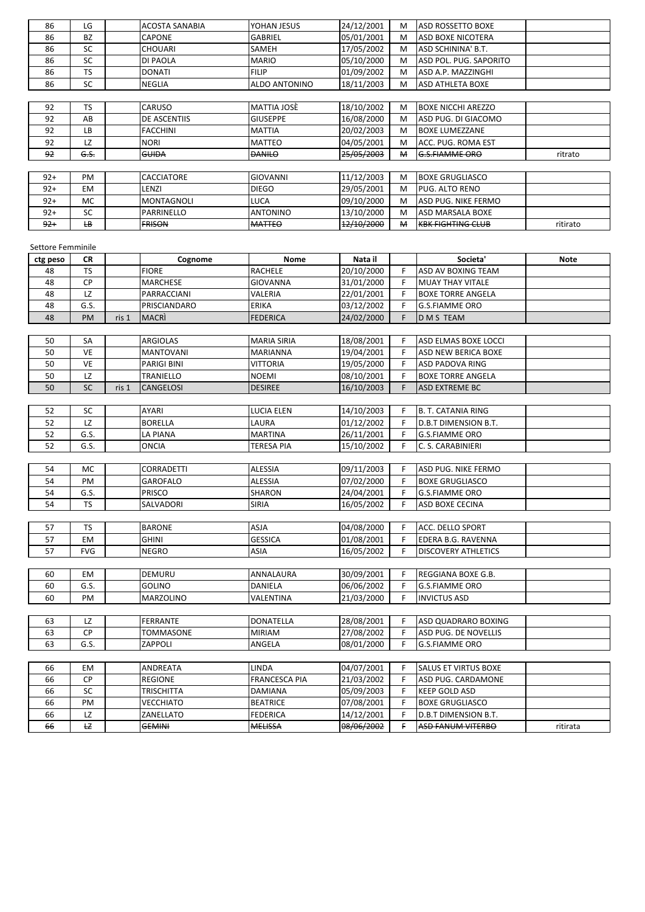| | | | | | | | | |
|---|---|---|---|---|---|---|---|---|
| 86 | LG | | ACOSTA SANABIA | YOHAN JESUS | 24/12/2001 | M | ASD ROSSETTO BOXE | |
| 86 | BZ | | CAPONE | GABRIEL | 05/01/2001 | M | ASD BOXE NICOTERA | |
| 86 | SC | | CHOUARI | SAMEH | 17/05/2002 | M | ASD SCHININA' B.T. | |
| 86 | SC | | DI PAOLA | MARIO | 05/10/2000 | M | ASD POL. PUG. SAPORITO | |
| 86 | TS | | DONATI | FILIP | 01/09/2002 | M | ASD A.P. MAZZINGHI | |
| 86 | SC | | NEGLIA | ALDO ANTONINO | 18/11/2003 | M | ASD ATHLETA BOXE | |

| | | | | | | | | |
|---|---|---|---|---|---|---|---|---|
| 92 | TS | | CARUSO | MATTIA JOSÈ | 18/10/2002 | M | BOXE NICCHI AREZZO | |
| 92 | AB | | DE ASCENTIIS | GIUSEPPE | 16/08/2000 | M | ASD PUG. DI GIACOMO | |
| 92 | LB | | FACCHINI | MATTIA | 20/02/2003 | M | BOXE LUMEZZANE | |
| 92 | LZ | | NORI | MATTEO | 04/05/2001 | M | ACC. PUG. ROMA EST | |
| ~~92~~ | ~~G.S.~~ | | ~~GUIDA~~ | ~~DANILO~~ | ~~25/05/2003~~ | ~~M~~ | ~~G.S.FIAMME ORO~~ | ritrato |

| | | | | | | | | |
|---|---|---|---|---|---|---|---|---|
| 92+ | PM | | CACCIATORE | GIOVANNI | 11/12/2003 | M | BOXE GRUGLIASCO | |
| 92+ | EM | | LENZI | DIEGO | 29/05/2001 | M | PUG. ALTO RENO | |
| 92+ | MC | | MONTAGNOLI | LUCA | 09/10/2000 | M | ASD PUG. NIKE FERMO | |
| 92+ | SC | | PARRINELLO | ANTONINO | 13/10/2000 | M | ASD MARSALA BOXE | |
| ~~92+~~ | ~~LB~~ | | ~~FRISON~~ | ~~MATTEO~~ | ~~12/10/2000~~ | ~~M~~ | ~~KBK FIGHTING CLUB~~ | ritirato |

Settore Femminile

| ctg peso | CR | | Cognome | Nome | Nata il | | Societa' | Note |
|---|---|---|---|---|---|---|---|---|
| 48 | TS | | FIORE | RACHELE | 20/10/2000 | F | ASD AV BOXING TEAM | |
| 48 | CP | | MARCHESE | GIOVANNA | 31/01/2000 | F | MUAY THAY VITALE | |
| 48 | LZ | | PARRACCIANI | VALERIA | 22/01/2001 | F | BOXE TORRE ANGELA | |
| 48 | G.S. | | PRISCIANDARO | ERIKA | 03/12/2002 | F | G.S.FIAMME ORO | |
| 48 | PM | ris 1 | MACRÌ | FEDERICA | 24/02/2000 | F | D M S TEAM | |
| | | | | | | | | |
| 50 | SA | | ARGIOLAS | MARIA SIRIA | 18/08/2001 | F | ASD ELMAS BOXE LOCCI | |
| 50 | VE | | MANTOVANI | MARIANNA | 19/04/2001 | F | ASD NEW BERICA BOXE | |
| 50 | VE | | PARIGI BINI | VITTORIA | 19/05/2000 | F | ASD PADOVA RING | |
| 50 | LZ | | TRANIELLO | NOEMI | 08/10/2001 | F | BOXE TORRE ANGELA | |
| 50 | SC | ris 1 | CANGELOSI | DESIREE | 16/10/2003 | F | ASD EXTREME BC | |
| | | | | | | | | |
| 52 | SC | | AYARI | LUCIA ELEN | 14/10/2003 | F | B. T. CATANIA RING | |
| 52 | LZ | | BORELLA | LAURA | 01/12/2002 | F | D.B.T DIMENSION B.T. | |
| 52 | G.S. | | LA PIANA | MARTINA | 26/11/2001 | F | G.S.FIAMME ORO | |
| 52 | G.S. | | ONCIA | TERESA PIA | 15/10/2002 | F | C. S. CARABINIERI | |
| | | | | | | | | |
| 54 | MC | | CORRADETTI | ALESSIA | 09/11/2003 | F | ASD PUG. NIKE FERMO | |
| 54 | PM | | GAROFALO | ALESSIA | 07/02/2000 | F | BOXE GRUGLIASCO | |
| 54 | G.S. | | PRISCO | SHARON | 24/04/2001 | F | G.S.FIAMME ORO | |
| 54 | TS | | SALVADORI | SIRIA | 16/05/2002 | F | ASD BOXE CECINA | |
| | | | | | | | | |
| 57 | TS | | BARONE | ASJA | 04/08/2000 | F | ACC. DELLO SPORT | |
| 57 | EM | | GHINI | GESSICA | 01/08/2001 | F | EDERA B.G. RAVENNA | |
| 57 | FVG | | NEGRO | ASIA | 16/05/2002 | F | DISCOVERY ATHLETICS | |
| | | | | | | | | |
| 60 | EM | | DEMURU | ANNALAURA | 30/09/2001 | F | REGGIANA BOXE G.B. | |
| 60 | G.S. | | GOLINO | DANIELA | 06/06/2002 | F | G.S.FIAMME ORO | |
| 60 | PM | | MARZOLINO | VALENTINA | 21/03/2000 | F | INVICTUS ASD | |
| | | | | | | | | |
| 63 | LZ | | FERRANTE | DONATELLA | 28/08/2001 | F | ASD QUADRARO BOXING | |
| 63 | CP | | TOMMASONE | MIRIAM | 27/08/2002 | F | ASD PUG. DE NOVELLIS | |
| 63 | G.S. | | ZAPPOLI | ANGELA | 08/01/2000 | F | G.S.FIAMME ORO | |
| | | | | | | | | |
| 66 | EM | | ANDREATA | LINDA | 04/07/2001 | F | SALUS ET VIRTUS BOXE | |
| 66 | CP | | REGIONE | FRANCESCA PIA | 21/03/2002 | F | ASD PUG. CARDAMONE | |
| 66 | SC | | TRISCHITTA | DAMIANA | 05/09/2003 | F | KEEP GOLD ASD | |
| 66 | PM | | VECCHIATO | BEATRICE | 07/08/2001 | F | BOXE GRUGLIASCO | |
| 66 | LZ | | ZANELLATO | FEDERICA | 14/12/2001 | F | D.B.T DIMENSION B.T. | |
| ~~66~~ | ~~LZ~~ | | ~~GEMINI~~ | ~~MELISSA~~ | ~~08/06/2002~~ | ~~F~~ | ~~ASD FANUM VITERBO~~ | ritirata |